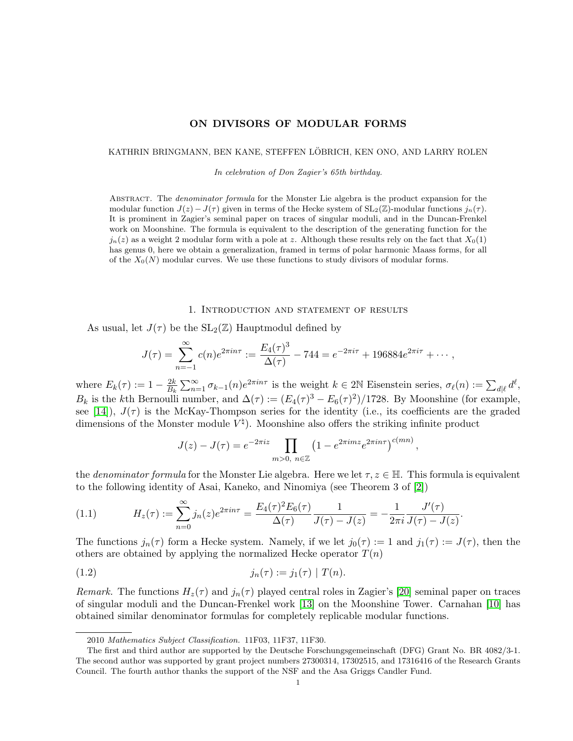# ON DIVISORS OF MODULAR FORMS

KATHRIN BRINGMANN, BEN KANE, STEFFEN LÖBRICH, KEN ONO, AND LARRY ROLEN

*In celebration of Don Zagier's 65th birthday.*

Abstract. The *denominator formula* for the Monster Lie algebra is the product expansion for the modular function $J(z) - J(\tau)$ given in terms of the Hecke system of $\mathrm{SL}_2(\mathbb{Z})$-modular functions $j_n(\tau)$. It is prominent in Zagier's seminal paper on traces of singular moduli, and in the Duncan-Frenkel work on Moonshine. The formula is equivalent to the description of the generating function for the $j_n(z)$ as a weight 2 modular form with a pole at $z$. Although these results rely on the fact that $X_0(1)$ has genus 0, here we obtain a generalization, framed in terms of polar harmonic Maass forms, for all of the $X_0(N)$ modular curves. We use these functions to study divisors of modular forms.

## 1. Introduction and statement of results

As usual, let $J(\tau)$ be the $\mathrm{SL}_2(\mathbb{Z})$ Hauptmodul defined by

$$J(\tau) = \sum_{n=-1}^{\infty} c(n)e^{2\pi i n\tau} := \frac{E_4(\tau)^3}{\Delta(\tau)} - 744 = e^{-2\pi i\tau} + 196884e^{2\pi i\tau} + \cdots,$$

where $E_k(\tau) := 1 - \frac{2k}{B_k}\sum_{n=1}^{\infty}\sigma_{k-1}(n)e^{2\pi i n\tau}$ is the weight $k \in 2\mathbb{N}$ Eisenstein series, $\sigma_\ell(n) := \sum_{d|\ell} d^\ell$, $B_k$ is the $k$th Bernoulli number, and $\Delta(\tau) := (E_4(\tau)^3 - E_6(\tau)^2)/1728$. By Moonshine (for example, see [14]), $J(\tau)$ is the McKay-Thompson series for the identity (i.e., its coefficients are the graded dimensions of the Monster module $V^\natural$). Moonshine also offers the striking infinite product

$$J(z) - J(\tau) = e^{-2\pi i z}\prod_{m>0,\ n\in\mathbb{Z}}\left(1 - e^{2\pi i m z}e^{2\pi i n\tau}\right)^{c(mn)},$$

the *denominator formula* for the Monster Lie algebra. Here we let $\tau, z \in \mathbb{H}$. This formula is equivalent to the following identity of Asai, Kaneko, and Ninomiya (see Theorem 3 of [2])

$$H_z(\tau) := \sum_{n=0}^{\infty} j_n(z)e^{2\pi i n\tau} = \frac{E_4(\tau)^2E_6(\tau)}{\Delta(\tau)}\frac{1}{J(\tau) - J(z)} = -\frac{1}{2\pi i}\frac{J'(\tau)}{J(\tau) - J(z)}. \tag{1.1}$$

The functions $j_n(\tau)$ form a Hecke system. Namely, if we let $j_0(\tau) := 1$ and $j_1(\tau) := J(\tau)$, then the others are obtained by applying the normalized Hecke operator $T(n)$

$$j_n(\tau) := j_1(\tau) \mid T(n). \tag{1.2}$$

*Remark.* The functions $H_z(\tau)$ and $j_n(\tau)$ played central roles in Zagier's [20] seminal paper on traces of singular moduli and the Duncan-Frenkel work [13] on the Moonshine Tower. Carnahan [10] has obtained similar denominator formulas for completely replicable modular functions.

---

2010 *Mathematics Subject Classification.* 11F03, 11F37, 11F30.

The first and third author are supported by the Deutsche Forschungsgemeinschaft (DFG) Grant No. BR 4082/3-1. The second author was supported by grant project numbers 27300314, 17302515, and 17316416 of the Research Grants Council. The fourth author thanks the support of the NSF and the Asa Griggs Candler Fund.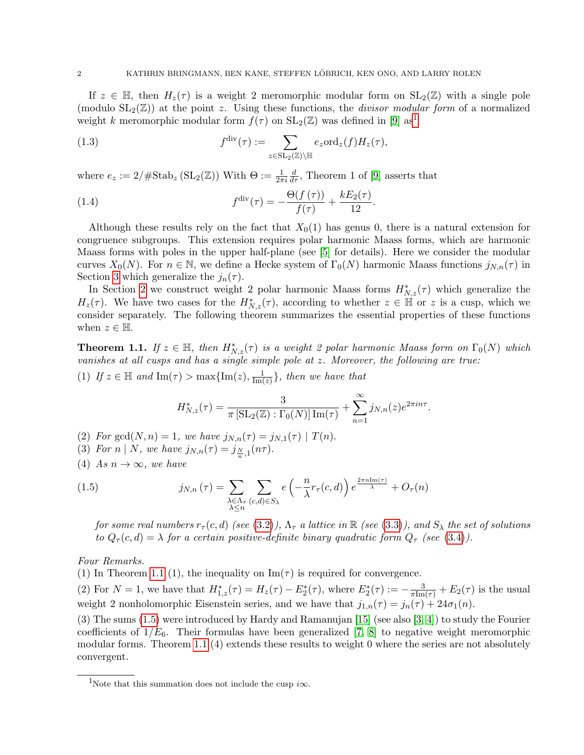If $z \in \mathbb{H}$, then $H_z(\tau)$ is a weight 2 meromorphic modular form on $\mathrm{SL}_2(\mathbb{Z})$ with a single pole (modulo $\mathrm{SL}_2(\mathbb{Z})$) at the point $z$. Using these functions, the *divisor modular form* of a normalized weight $k$ meromorphic modular form $f(\tau)$ on $\mathrm{SL}_2(\mathbb{Z})$ was defined in [9] as[1]

$$f^{\mathrm{div}}(\tau) := \sum_{z \in \mathrm{SL}_2(\mathbb{Z})\backslash\mathbb{H}} e_z \mathrm{ord}_z(f) H_z(\tau), \tag{1.3}$$

where $e_z := 2/\#\mathrm{Stab}_z\left(\mathrm{SL}_2(\mathbb{Z})\right)$ With $\Theta := \frac{1}{2\pi i}\frac{d}{d\tau}$, Theorem 1 of [9] asserts that

$$f^{\mathrm{div}}(\tau) = -\frac{\Theta(f(\tau))}{f(\tau)} + \frac{kE_2(\tau)}{12}. \tag{1.4}$$

Although these results rely on the fact that $X_0(1)$ has genus 0, there is a natural extension for congruence subgroups. This extension requires polar harmonic Maass forms, which are harmonic Maass forms with poles in the upper half-plane (see [5] for details). Here we consider the modular curves $X_0(N)$. For $n \in \mathbb{N}$, we define a Hecke system of $\Gamma_0(N)$ harmonic Maass functions $j_{N,n}(\tau)$ in Section 3 which generalize the $j_n(\tau)$.

In Section 2 we construct weight 2 polar harmonic Maass forms $H^*_{N,z}(\tau)$ which generalize the $H_z(\tau)$. We have two cases for the $H^*_{N,z}(\tau)$, according to whether $z \in \mathbb{H}$ or $z$ is a cusp, which we consider separately. The following theorem summarizes the essential properties of these functions when $z \in \mathbb{H}$.

**Theorem 1.1.** *If $z \in \mathbb{H}$, then $H^*_{N,z}(\tau)$ is a weight 2 polar harmonic Maass form on $\Gamma_0(N)$ which vanishes at all cusps and has a single simple pole at $z$. Moreover, the following are true:*

(1) *If $z \in \mathbb{H}$ and $\mathrm{Im}(\tau) > \max\{\mathrm{Im}(z), \frac{1}{\mathrm{Im}(z)}\}$, then we have that*

$$H^*_{N,z}(\tau) = \frac{3}{\pi\left[\mathrm{SL}_2(\mathbb{Z}) : \Gamma_0(N)\right]\mathrm{Im}(\tau)} + \sum_{n=1}^{\infty} j_{N,n}(z)e^{2\pi i n\tau}.$$

(2) *For $\gcd(N,n) = 1$, we have $j_{N,n}(\tau) = j_{N,1}(\tau) \mid T(n)$.*

(3) *For $n \mid N$, we have $j_{N,n}(\tau) = j_{\frac{N}{n},1}(n\tau)$.*

(4) *As $n \to \infty$, we have*

$$j_{N,n}(\tau) = \sum_{\substack{\lambda \in \Lambda_\tau \\ \lambda \leq n}} \sum_{(c,d) \in S_\lambda} e\left(-\frac{n}{\lambda} r_\tau(c,d)\right) e^{\frac{2\pi n \mathrm{Im}(\tau)}{\lambda}} + O_\tau(n) \tag{1.5}$$

*for some real numbers $r_\tau(c,d)$ (see (3.2)), $\Lambda_\tau$ a lattice in $\mathbb{R}$ (see (3.3)), and $S_\lambda$ the set of solutions to $Q_\tau(c,d) = \lambda$ for a certain positive-definite binary quadratic form $Q_\tau$ (see (3.4)).*

*Four Remarks.*

(1) In Theorem 1.1 (1), the inequality on $\mathrm{Im}(\tau)$ is required for convergence.

(2) For $N = 1$, we have that $H^*_{1,z}(\tau) = H_z(\tau) - E^*_2(\tau)$, where $E^*_2(\tau) := -\frac{3}{\pi \mathrm{Im}(\tau)} + E_2(\tau)$ is the usual weight 2 nonholomorphic Eisenstein series, and we have that $j_{1,n}(\tau) = j_n(\tau) + 24\sigma_1(n)$.

(3) The sums (1.5) were introduced by Hardy and Ramanujan [15] (see also [3, 4]) to study the Fourier coefficients of $1/E_6$. Their formulas have been generalized [7, 8] to negative weight meromorphic modular forms. Theorem 1.1 (4) extends these results to weight 0 where the series are not absolutely convergent.

[1] Note that this summation does not include the cusp $i\infty$.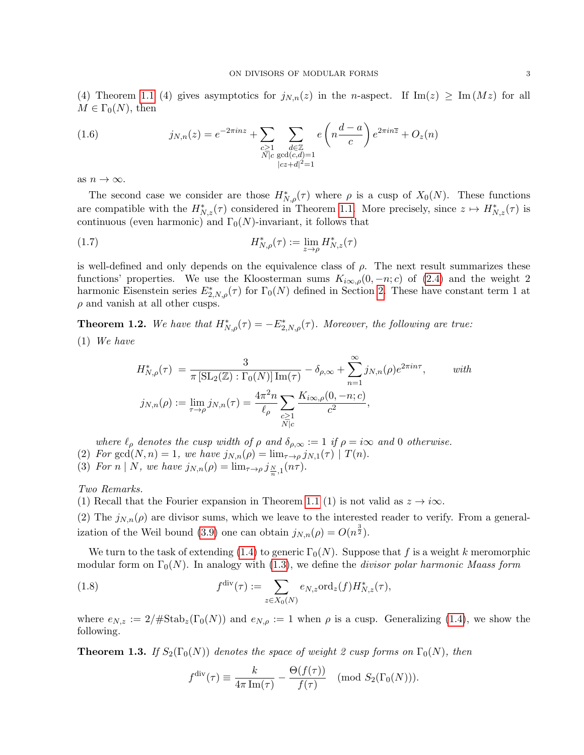(4) Theorem 1.1 (4) gives asymptotics for $j_{N,n}(z)$ in the $n$-aspect. If $\operatorname{Im}(z) \geq \operatorname{Im}(Mz)$ for all $M \in \Gamma_0(N)$, then

$$j_{N,n}(z) = e^{-2\pi i n z} + \sum_{\substack{c \geq 1 \\ N \mid c}} \sum_{\substack{d \in \mathbb{Z} \\ \gcd(c,d)=1 \\ |cz+d|^2=1}} e\left(n \frac{d-a}{c}\right) e^{2\pi i n \overline{z}} + O_z(n) \tag{1.6}$$

as $n \to \infty$.

The second case we consider are those $H^*_{N,\rho}(\tau)$ where $\rho$ is a cusp of $X_0(N)$. These functions are compatible with the $H^*_{N,z}(\tau)$ considered in Theorem 1.1. More precisely, since $z \mapsto H^*_{N,z}(\tau)$ is continuous (even harmonic) and $\Gamma_0(N)$-invariant, it follows that

$$H^*_{N,\rho}(\tau) := \lim_{z \to \rho} H^*_{N,z}(\tau) \tag{1.7}$$

is well-defined and only depends on the equivalence class of $\rho$. The next result summarizes these functions' properties. We use the Kloosterman sums $K_{i\infty,\rho}(0,-n;c)$ of (2.4) and the weight 2 harmonic Eisenstein series $E^*_{2,N,\rho}(\tau)$ for $\Gamma_0(N)$ defined in Section 2. These have constant term 1 at $\rho$ and vanish at all other cusps.

**Theorem 1.2.** *We have that $H^*_{N,\rho}(\tau) = -E^*_{2,N,\rho}(\tau)$. Moreover, the following are true:*

(1) *We have*

$$H^*_{N,\rho}(\tau) = \frac{3}{\pi \left[\mathrm{SL}_2(\mathbb{Z}) : \Gamma_0(N)\right] \operatorname{Im}(\tau)} - \delta_{\rho,\infty} + \sum_{n=1}^{\infty} j_{N,n}(\rho) e^{2\pi i n \tau}, \qquad \textit{with}$$

$$j_{N,n}(\rho) := \lim_{\tau \to \rho} j_{N,n}(\tau) = \frac{4\pi^2 n}{\ell_\rho} \sum_{\substack{c \geq 1 \\ N \mid c}} \frac{K_{i\infty,\rho}(0,-n;c)}{c^2},$$

*where $\ell_\rho$ denotes the cusp width of $\rho$ and $\delta_{\rho,\infty} := 1$ if $\rho = i\infty$ and $0$ otherwise.*

(2) *For $\gcd(N,n) = 1$, we have $j_{N,n}(\rho) = \lim_{\tau \to \rho} j_{N,1}(\tau) \mid T(n)$.*

(3) *For $n \mid N$, we have $j_{N,n}(\rho) = \lim_{\tau \to \rho} j_{\frac{N}{n},1}(n\tau)$.*

*Two Remarks.*

(1) Recall that the Fourier expansion in Theorem 1.1 (1) is not valid as $z \to i\infty$.

(2) The $j_{N,n}(\rho)$ are divisor sums, which we leave to the interested reader to verify. From a generalization of the Weil bound (3.9) one can obtain $j_{N,n}(\rho) = O(n^{\frac{3}{2}})$.

We turn to the task of extending (1.4) to generic $\Gamma_0(N)$. Suppose that $f$ is a weight $k$ meromorphic modular form on $\Gamma_0(N)$. In analogy with (1.3), we define the *divisor polar harmonic Maass form*

$$f^{\mathrm{div}}(\tau) := \sum_{z \in X_0(N)} e_{N,z} \operatorname{ord}_z(f) H^*_{N,z}(\tau), \tag{1.8}$$

where $e_{N,z} := 2/\#\mathrm{Stab}_z(\Gamma_0(N))$ and $e_{N,\rho} := 1$ when $\rho$ is a cusp. Generalizing (1.4), we show the following.

**Theorem 1.3.** *If $S_2(\Gamma_0(N))$ denotes the space of weight 2 cusp forms on $\Gamma_0(N)$, then*

$$f^{\mathrm{div}}(\tau) \equiv \frac{k}{4\pi \operatorname{Im}(\tau)} - \frac{\Theta(f(\tau))}{f(\tau)} \pmod{S_2(\Gamma_0(N))}.$$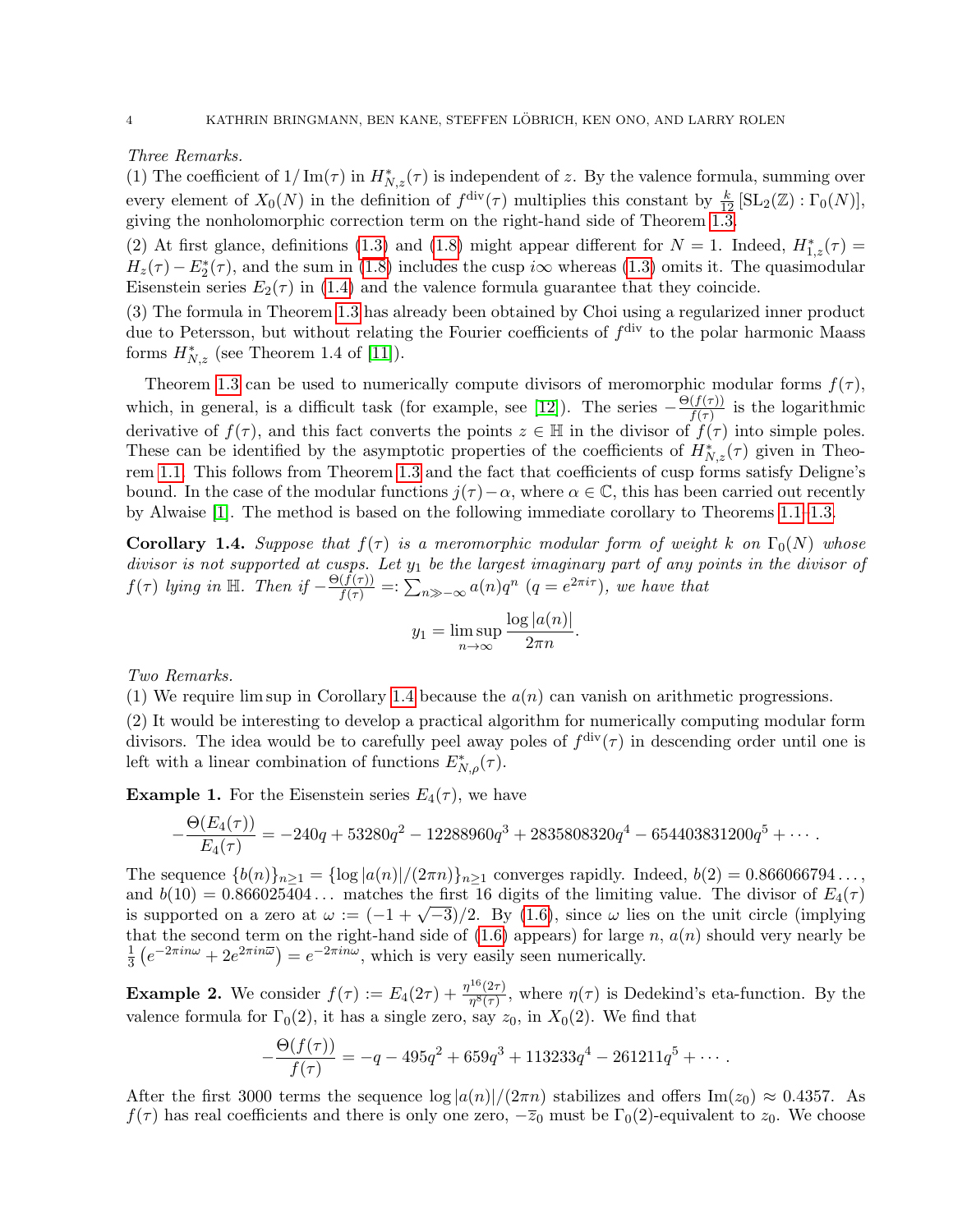*Three Remarks.*

(1) The coefficient of $1/\operatorname{Im}(\tau)$ in $H^*_{N,z}(\tau)$ is independent of $z$. By the valence formula, summing over every element of $X_0(N)$ in the definition of $f^{\mathrm{div}}(\tau)$ multiplies this constant by $\frac{k}{12}[\mathrm{SL}_2(\mathbb{Z}) : \Gamma_0(N)]$, giving the nonholomorphic correction term on the right-hand side of Theorem 1.3.

(2) At first glance, definitions (1.3) and (1.8) might appear different for $N = 1$. Indeed, $H^*_{1,z}(\tau) = H_z(\tau) - E^*_2(\tau)$, and the sum in (1.8) includes the cusp $i\infty$ whereas (1.3) omits it. The quasimodular Eisenstein series $E_2(\tau)$ in (1.4) and the valence formula guarantee that they coincide.

(3) The formula in Theorem 1.3 has already been obtained by Choi using a regularized inner product due to Petersson, but without relating the Fourier coefficients of $f^{\mathrm{div}}$ to the polar harmonic Maass forms $H^*_{N,z}$ (see Theorem 1.4 of [11]).

Theorem 1.3 can be used to numerically compute divisors of meromorphic modular forms $f(\tau)$, which, in general, is a difficult task (for example, see [12]). The series $-\frac{\Theta(f(\tau))}{f(\tau)}$ is the logarithmic derivative of $f(\tau)$, and this fact converts the points $z \in \mathbb{H}$ in the divisor of $f(\tau)$ into simple poles. These can be identified by the asymptotic properties of the coefficients of $H^*_{N,z}(\tau)$ given in Theorem 1.1. This follows from Theorem 1.3 and the fact that coefficients of cusp forms satisfy Deligne's bound. In the case of the modular functions $j(\tau) - \alpha$, where $\alpha \in \mathbb{C}$, this has been carried out recently by Alwaise [1]. The method is based on the following immediate corollary to Theorems 1.1–1.3.

**Corollary 1.4.** *Suppose that $f(\tau)$ is a meromorphic modular form of weight $k$ on $\Gamma_0(N)$ whose divisor is not supported at cusps. Let $y_1$ be the largest imaginary part of any points in the divisor of $f(\tau)$ lying in $\mathbb{H}$. Then if $-\frac{\Theta(f(\tau))}{f(\tau)} =: \sum_{n \gg -\infty} a(n) q^n$ ($q = e^{2\pi i \tau}$), we have that*

$$y_1 = \limsup_{n \to \infty} \frac{\log |a(n)|}{2\pi n}.$$

*Two Remarks.*

(1) We require lim sup in Corollary 1.4 because the $a(n)$ can vanish on arithmetic progressions.

(2) It would be interesting to develop a practical algorithm for numerically computing modular form divisors. The idea would be to carefully peel away poles of $f^{\mathrm{div}}(\tau)$ in descending order until one is left with a linear combination of functions $E^*_{N,\rho}(\tau)$.

**Example 1.** For the Eisenstein series $E_4(\tau)$, we have

$$-\frac{\Theta(E_4(\tau))}{E_4(\tau)} = -240q + 53280q^2 - 12288960q^3 + 2835808320q^4 - 654403831200q^5 + \cdots.$$

The sequence $\{b(n)\}_{n \geq 1} = \{\log |a(n)|/(2\pi n)\}_{n \geq 1}$ converges rapidly. Indeed, $b(2) = 0.866066794\ldots$, and $b(10) = 0.866025404\ldots$ matches the first 16 digits of the limiting value. The divisor of $E_4(\tau)$ is supported on a zero at $\omega := (-1 + \sqrt{-3})/2$. By (1.6), since $\omega$ lies on the unit circle (implying that the second term on the right-hand side of (1.6) appears) for large $n$, $a(n)$ should very nearly be $\frac{1}{3}\left(e^{-2\pi i n \omega} + 2e^{2\pi i n \overline{\omega}}\right) = e^{-2\pi i n \omega}$, which is very easily seen numerically.

**Example 2.** We consider $f(\tau) := E_4(2\tau) + \frac{\eta^{16}(2\tau)}{\eta^8(\tau)}$, where $\eta(\tau)$ is Dedekind's eta-function. By the valence formula for $\Gamma_0(2)$, it has a single zero, say $z_0$, in $X_0(2)$. We find that

$$-\frac{\Theta(f(\tau))}{f(\tau)} = -q - 495q^2 + 659q^3 + 113233q^4 - 261211q^5 + \cdots.$$

After the first 3000 terms the sequence $\log |a(n)|/(2\pi n)$ stabilizes and offers $\operatorname{Im}(z_0) \approx 0.4357$. As $f(\tau)$ has real coefficients and there is only one zero, $-\overline{z}_0$ must be $\Gamma_0(2)$-equivalent to $z_0$. We choose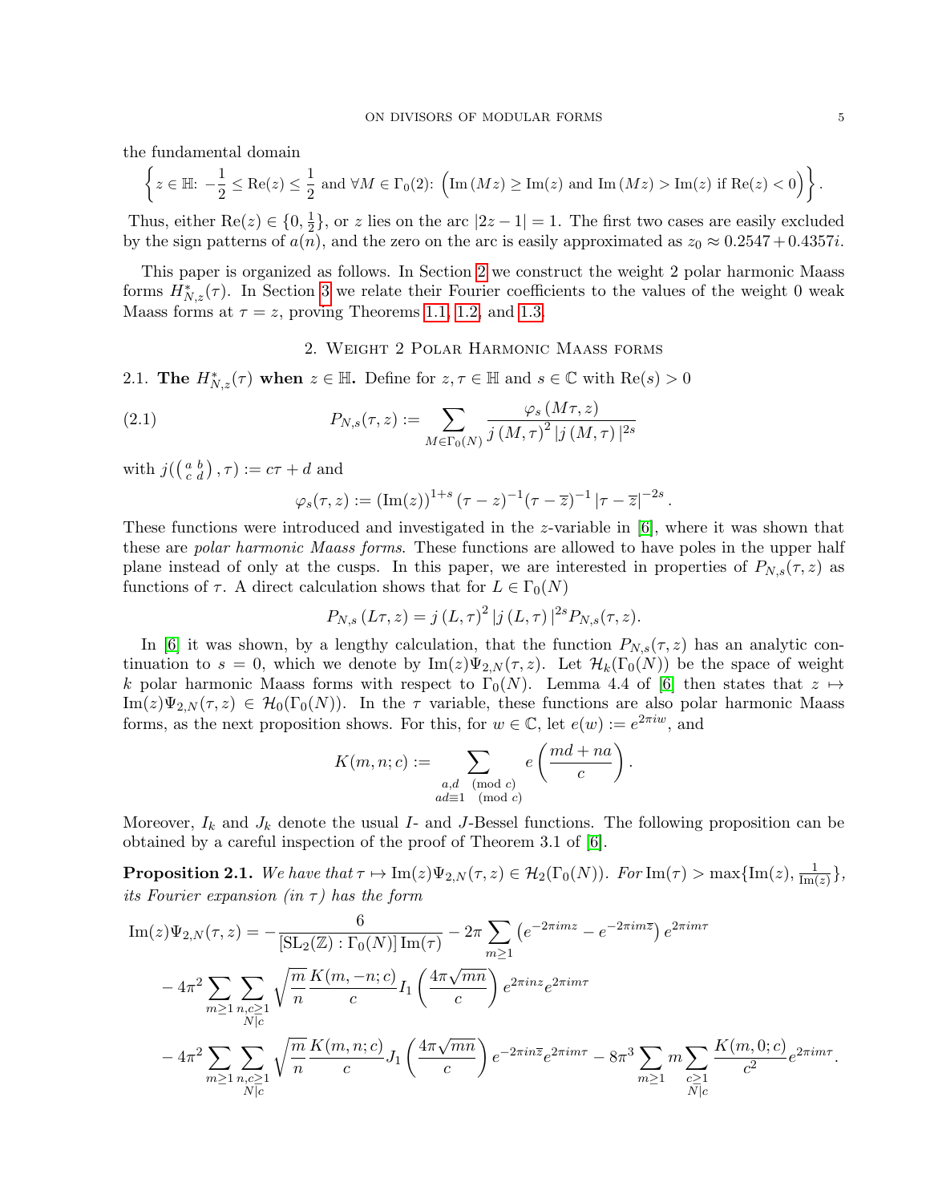the fundamental domain

$$\left\{z \in \mathbb{H}\colon -\frac{1}{2} \leq \mathrm{Re}(z) \leq \frac{1}{2} \text{ and } \forall M \in \Gamma_0(2)\colon \left(\mathrm{Im}\left(Mz\right) \geq \mathrm{Im}(z) \text{ and } \mathrm{Im}\left(Mz\right) > \mathrm{Im}(z) \text{ if } \mathrm{Re}(z) < 0\right)\right\}.$$

Thus, either $\mathrm{Re}(z) \in \{0, \frac{1}{2}\}$, or $z$ lies on the arc $|2z-1| = 1$. The first two cases are easily excluded by the sign patterns of $a(n)$, and the zero on the arc is easily approximated as $z_0 \approx 0.2547 + 0.4357i$.

This paper is organized as follows. In Section 2 we construct the weight 2 polar harmonic Maass forms $H_{N,z}^*(\tau)$. In Section 3 we relate their Fourier coefficients to the values of the weight 0 weak Maass forms at $\tau = z$, proving Theorems 1.1, 1.2, and 1.3.

## 2. Weight 2 Polar Harmonic Maass forms

**2.1. The $H_{N,z}^*(\tau)$ when $z \in \mathbb{H}$.** Define for $z, \tau \in \mathbb{H}$ and $s \in \mathbb{C}$ with $\mathrm{Re}(s) > 0$

$$P_{N,s}(\tau, z) := \sum_{M \in \Gamma_0(N)} \frac{\varphi_s\left(M\tau, z\right)}{j\left(M, \tau\right)^2 \left|j\left(M, \tau\right)\right|^{2s}} \tag{2.1}$$

with $j(\left(\begin{smallmatrix} a & b \\ c & d \end{smallmatrix}\right), \tau) := c\tau + d$ and

$$\varphi_s(\tau, z) := \left(\mathrm{Im}(z)\right)^{1+s} (\tau - z)^{-1} (\tau - \overline{z})^{-1} \left|\tau - \overline{z}\right|^{-2s}.$$

These functions were introduced and investigated in the $z$-variable in [6], where it was shown that these are *polar harmonic Maass forms*. These functions are allowed to have poles in the upper half plane instead of only at the cusps. In this paper, we are interested in properties of $P_{N,s}(\tau, z)$ as functions of $\tau$. A direct calculation shows that for $L \in \Gamma_0(N)$

$$P_{N,s}\left(L\tau, z\right) = j\left(L, \tau\right)^2 \left|j\left(L, \tau\right)\right|^{2s} P_{N,s}(\tau, z).$$

In [6] it was shown, by a lengthy calculation, that the function $P_{N,s}(\tau, z)$ has an analytic continuation to $s = 0$, which we denote by $\mathrm{Im}(z)\Psi_{2,N}(\tau, z)$. Let $\mathcal{H}_k(\Gamma_0(N))$ be the space of weight $k$ polar harmonic Maass forms with respect to $\Gamma_0(N)$. Lemma 4.4 of [6] then states that $z \mapsto \mathrm{Im}(z)\Psi_{2,N}(\tau, z) \in \mathcal{H}_0(\Gamma_0(N))$. In the $\tau$ variable, these functions are also polar harmonic Maass forms, as the next proposition shows. For this, for $w \in \mathbb{C}$, let $e(w) := e^{2\pi i w}$, and

$$K(m, n; c) := \sum_{\substack{a, d \pmod{c} \\ ad \equiv 1 \pmod{c}}} e\left(\frac{md + na}{c}\right).$$

Moreover, $I_k$ and $J_k$ denote the usual $I$- and $J$-Bessel functions. The following proposition can be obtained by a careful inspection of the proof of Theorem 3.1 of [6].

**Proposition 2.1.** *We have that $\tau \mapsto \mathrm{Im}(z)\Psi_{2,N}(\tau, z) \in \mathcal{H}_2(\Gamma_0(N))$. For $\mathrm{Im}(\tau) > \max\{\mathrm{Im}(z), \frac{1}{\mathrm{Im}(z)}\}$, its Fourier expansion (in $\tau$) has the form*

$$\begin{aligned}
\mathrm{Im}(z)\Psi_{2,N}(\tau, z) = &-\frac{6}{\left[\mathrm{SL}_2(\mathbb{Z}) : \Gamma_0(N)\right] \mathrm{Im}(\tau)} - 2\pi \sum_{m \geq 1} \left(e^{-2\pi i m z} - e^{-2\pi i m \overline{z}}\right) e^{2\pi i m \tau} \\
&- 4\pi^2 \sum_{m \geq 1} \sum_{\substack{n, c \geq 1 \\ N | c}} \sqrt{\frac{m}{n}} \frac{K(m, -n; c)}{c} I_1\left(\frac{4\pi\sqrt{mn}}{c}\right) e^{2\pi i n z} e^{2\pi i m \tau} \\
&- 4\pi^2 \sum_{m \geq 1} \sum_{\substack{n, c \geq 1 \\ N | c}} \sqrt{\frac{m}{n}} \frac{K(m, n; c)}{c} J_1\left(\frac{4\pi\sqrt{mn}}{c}\right) e^{-2\pi i n \overline{z}} e^{2\pi i m \tau} - 8\pi^3 \sum_{m \geq 1} m \sum_{\substack{c \geq 1 \\ N | c}} \frac{K(m, 0; c)}{c^2} e^{2\pi i m \tau}.
\end{aligned}$$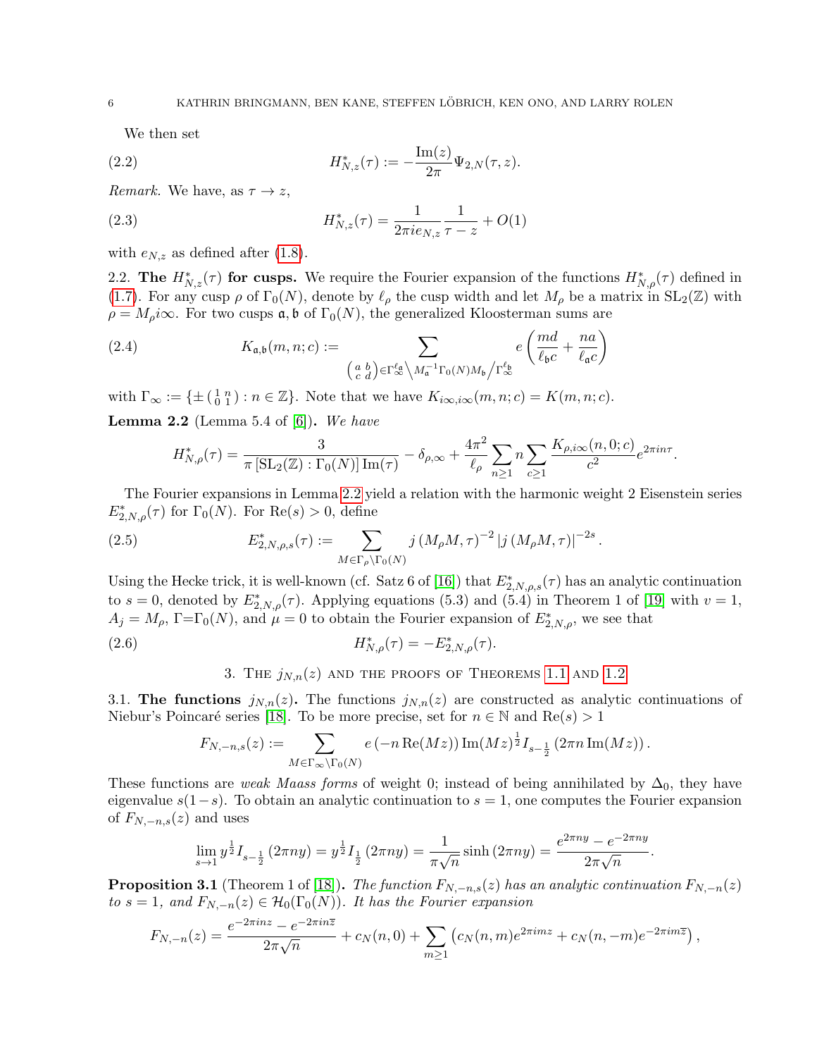We then set

$$H^*_{N,z}(\tau) := -\frac{\mathrm{Im}(z)}{2\pi}\Psi_{2,N}(\tau,z). \tag{2.2}$$

*Remark.* We have, as $\tau \to z$,

$$H^*_{N,z}(\tau) = \frac{1}{2\pi i e_{N,z}}\frac{1}{\tau - z} + O(1) \tag{2.3}$$

with $e_{N,z}$ as defined after (1.8).

**2.2. The $H^*_{N,z}(\tau)$ for cusps.** We require the Fourier expansion of the functions $H^*_{N,\rho}(\tau)$ defined in (1.7). For any cusp $\rho$ of $\Gamma_0(N)$, denote by $\ell_\rho$ the cusp width and let $M_\rho$ be a matrix in $\mathrm{SL}_2(\mathbb{Z})$ with $\rho = M_\rho i\infty$. For two cusps $\mathfrak{a}, \mathfrak{b}$ of $\Gamma_0(N)$, the generalized Kloosterman sums are

$$K_{\mathfrak{a},\mathfrak{b}}(m,n;c) := \sum_{\left(\begin{smallmatrix} a & b \\ c & d \end{smallmatrix}\right) \in \Gamma_\infty^{\ell_\mathfrak{a}} \backslash M_\mathfrak{a}^{-1}\Gamma_0(N)M_\mathfrak{b} / \Gamma_\infty^{\ell_\mathfrak{b}}} e\left(\frac{md}{\ell_\mathfrak{b} c} + \frac{na}{\ell_\mathfrak{a} c}\right) \tag{2.4}$$

with $\Gamma_\infty := \{\pm \left(\begin{smallmatrix} 1 & n \\ 0 & 1 \end{smallmatrix}\right) : n \in \mathbb{Z}\}$. Note that we have $K_{i\infty,i\infty}(m,n;c) = K(m,n;c)$.

**Lemma 2.2** (Lemma 5.4 of [6]). *We have*

$$H^*_{N,\rho}(\tau) = \frac{3}{\pi\left[\mathrm{SL}_2(\mathbb{Z}) : \Gamma_0(N)\right]\mathrm{Im}(\tau)} - \delta_{\rho,\infty} + \frac{4\pi^2}{\ell_\rho}\sum_{n\geq 1} n \sum_{c \geq 1} \frac{K_{\rho,i\infty}(n,0;c)}{c^2} e^{2\pi i n\tau}.$$

The Fourier expansions in Lemma 2.2 yield a relation with the harmonic weight 2 Eisenstein series $E^*_{2,N,\rho}(\tau)$ for $\Gamma_0(N)$. For $\mathrm{Re}(s) > 0$, define

$$E^*_{2,N,\rho,s}(\tau) := \sum_{M \in \Gamma_\rho \backslash \Gamma_0(N)} j\left(M_\rho M, \tau\right)^{-2}\left|j\left(M_\rho M, \tau\right)\right|^{-2s}. \tag{2.5}$$

Using the Hecke trick, it is well-known (cf. Satz 6 of [16]) that $E^*_{2,N,\rho,s}(\tau)$ has an analytic continuation to $s = 0$, denoted by $E^*_{2,N,\rho}(\tau)$. Applying equations (5.3) and (5.4) in Theorem 1 of [19] with $v = 1$, $A_j = M_\rho$, $\Gamma$=$\Gamma_0(N)$, and $\mu = 0$ to obtain the Fourier expansion of $E^*_{2,N,\rho}$, we see that

$$H^*_{N,\rho}(\tau) = -E^*_{2,N,\rho}(\tau). \tag{2.6}$$

## 3. The $j_{N,n}(z)$ and the proofs of Theorems 1.1 and 1.2

**3.1. The functions $j_{N,n}(z)$.** The functions $j_{N,n}(z)$ are constructed as analytic continuations of Niebur's Poincaré series [18]. To be more precise, set for $n \in \mathbb{N}$ and $\mathrm{Re}(s) > 1$

$$F_{N,-n,s}(z) := \sum_{M \in \Gamma_\infty \backslash \Gamma_0(N)} e\left(-n\,\mathrm{Re}(Mz)\right)\mathrm{Im}(Mz)^{\frac{1}{2}} I_{s-\frac{1}{2}}\left(2\pi n\,\mathrm{Im}(Mz)\right).$$

These functions are *weak Maass forms* of weight 0; instead of being annihilated by $\Delta_0$, they have eigenvalue $s(1-s)$. To obtain an analytic continuation to $s = 1$, one computes the Fourier expansion of $F_{N,-n,s}(z)$ and uses

$$\lim_{s\to 1} y^{\frac{1}{2}} I_{s-\frac{1}{2}}\left(2\pi n y\right) = y^{\frac{1}{2}} I_{\frac{1}{2}}\left(2\pi n y\right) = \frac{1}{\pi\sqrt{n}}\sinh\left(2\pi n y\right) = \frac{e^{2\pi n y} - e^{-2\pi n y}}{2\pi\sqrt{n}}.$$

**Proposition 3.1** (Theorem 1 of [18]). *The function $F_{N,-n,s}(z)$ has an analytic continuation $F_{N,-n}(z)$ to $s = 1$, and $F_{N,-n}(z) \in \mathcal{H}_0(\Gamma_0(N))$. It has the Fourier expansion*

$$F_{N,-n}(z) = \frac{e^{-2\pi i n z} - e^{-2\pi i n \overline{z}}}{2\pi\sqrt{n}} + c_N(n,0) + \sum_{m\geq 1}\left(c_N(n,m)e^{2\pi i m z} + c_N(n,-m)e^{-2\pi i m \overline{z}}\right),$$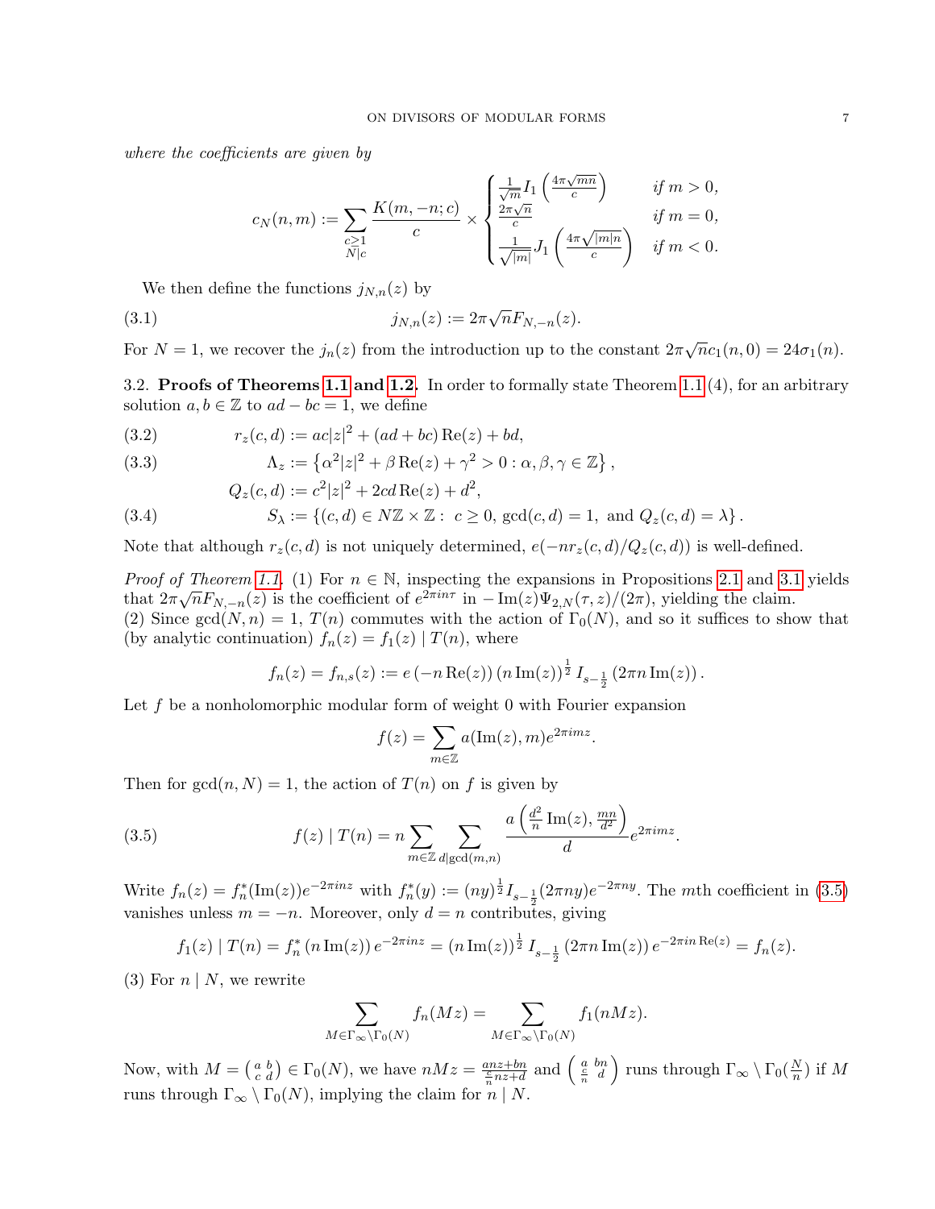*where the coefficients are given by*

$$c_N(n,m) := \sum_{\substack{c\geq 1\\ N|c}} \frac{K(m,-n;c)}{c} \times \begin{cases} \frac{1}{\sqrt{m}} I_1\left(\frac{4\pi\sqrt{mn}}{c}\right) & \text{if } m>0,\\ \frac{2\pi\sqrt{n}}{c} & \text{if } m=0,\\ \frac{1}{\sqrt{|m|}} J_1\left(\frac{4\pi\sqrt{|m|n}}{c}\right) & \text{if } m<0.\end{cases}$$

We then define the functions $j_{N,n}(z)$ by

$$j_{N,n}(z) := 2\pi\sqrt{n} F_{N,-n}(z). \tag{3.1}$$

For $N=1$, we recover the $j_n(z)$ from the introduction up to the constant $2\pi\sqrt{n}c_1(n,0) = 24\sigma_1(n)$.

### 3.2. Proofs of Theorems 1.1 and 1.2.

In order to formally state Theorem 1.1 (4), for an arbitrary solution $a,b\in\mathbb{Z}$ to $ad-bc=1$, we define

$$r_z(c,d) := ac|z|^2 + (ad+bc)\operatorname{Re}(z) + bd, \tag{3.2}$$

$$\Lambda_z := \left\{\alpha^2|z|^2 + \beta\operatorname{Re}(z) + \gamma^2 > 0 : \alpha,\beta,\gamma\in\mathbb{Z}\right\}, \tag{3.3}$$

$$Q_z(c,d) := c^2|z|^2 + 2cd\operatorname{Re}(z) + d^2,$$

$$S_\lambda := \left\{(c,d)\in N\mathbb{Z}\times\mathbb{Z} :\ c\geq 0,\ \gcd(c,d)=1,\ \text{and } Q_z(c,d)=\lambda\right\}. \tag{3.4}$$

Note that although $r_z(c,d)$ is not uniquely determined, $e(-nr_z(c,d)/Q_z(c,d))$ is well-defined.

*Proof of Theorem 1.1.* (1) For $n\in\mathbb{N}$, inspecting the expansions in Propositions 2.1 and 3.1 yields that $2\pi\sqrt{n}F_{N,-n}(z)$ is the coefficient of $e^{2\pi i n\tau}$ in $-\operatorname{Im}(z)\Psi_{2,N}(\tau,z)/(2\pi)$, yielding the claim.
(2) Since $\gcd(N,n)=1$, $T(n)$ commutes with the action of $\Gamma_0(N)$, and so it suffices to show that (by analytic continuation) $f_n(z) = f_1(z) \mid T(n)$, where

$$f_n(z) = f_{n,s}(z) := e\left(-n\operatorname{Re}(z)\right)\left(n\operatorname{Im}(z)\right)^{\frac12} I_{s-\frac12}\left(2\pi n\operatorname{Im}(z)\right).$$

Let $f$ be a nonholomorphic modular form of weight $0$ with Fourier expansion

$$f(z) = \sum_{m\in\mathbb{Z}} a(\operatorname{Im}(z),m)e^{2\pi i m z}.$$

Then for $\gcd(n,N)=1$, the action of $T(n)$ on $f$ is given by

$$f(z)\mid T(n) = n\sum_{m\in\mathbb{Z}}\sum_{d|\gcd(m,n)} \frac{a\left(\frac{d^2}{n}\operatorname{Im}(z),\frac{mn}{d^2}\right)}{d} e^{2\pi i m z}. \tag{3.5}$$

Write $f_n(z) = f_n^*(\operatorname{Im}(z))e^{-2\pi i n z}$ with $f_n^*(y) := (ny)^{\frac12} I_{s-\frac12}(2\pi n y)e^{-2\pi n y}$. The $m$th coefficient in (3.5) vanishes unless $m=-n$. Moreover, only $d=n$ contributes, giving

$$f_1(z)\mid T(n) = f_n^*\left(n\operatorname{Im}(z)\right)e^{-2\pi i n z} = \left(n\operatorname{Im}(z)\right)^{\frac12} I_{s-\frac12}\left(2\pi n\operatorname{Im}(z)\right)e^{-2\pi i n\operatorname{Re}(z)} = f_n(z).$$

(3) For $n\mid N$, we rewrite

$$\sum_{M\in\Gamma_\infty\backslash\Gamma_0(N)} f_n(Mz) = \sum_{M\in\Gamma_\infty\backslash\Gamma_0(N)} f_1(nMz).$$

Now, with $M=\left(\begin{smallmatrix} a & b\\ c & d\end{smallmatrix}\right)\in\Gamma_0(N)$, we have $nMz = \frac{anz+bn}{\frac{c}{n}nz+d}$ and $\left(\begin{smallmatrix} a & bn\\ \frac{c}{n} & d\end{smallmatrix}\right)$ runs through $\Gamma_\infty\setminus\Gamma_0(\frac{N}{n})$ if $M$ runs through $\Gamma_\infty\setminus\Gamma_0(N)$, implying the claim for $n\mid N$.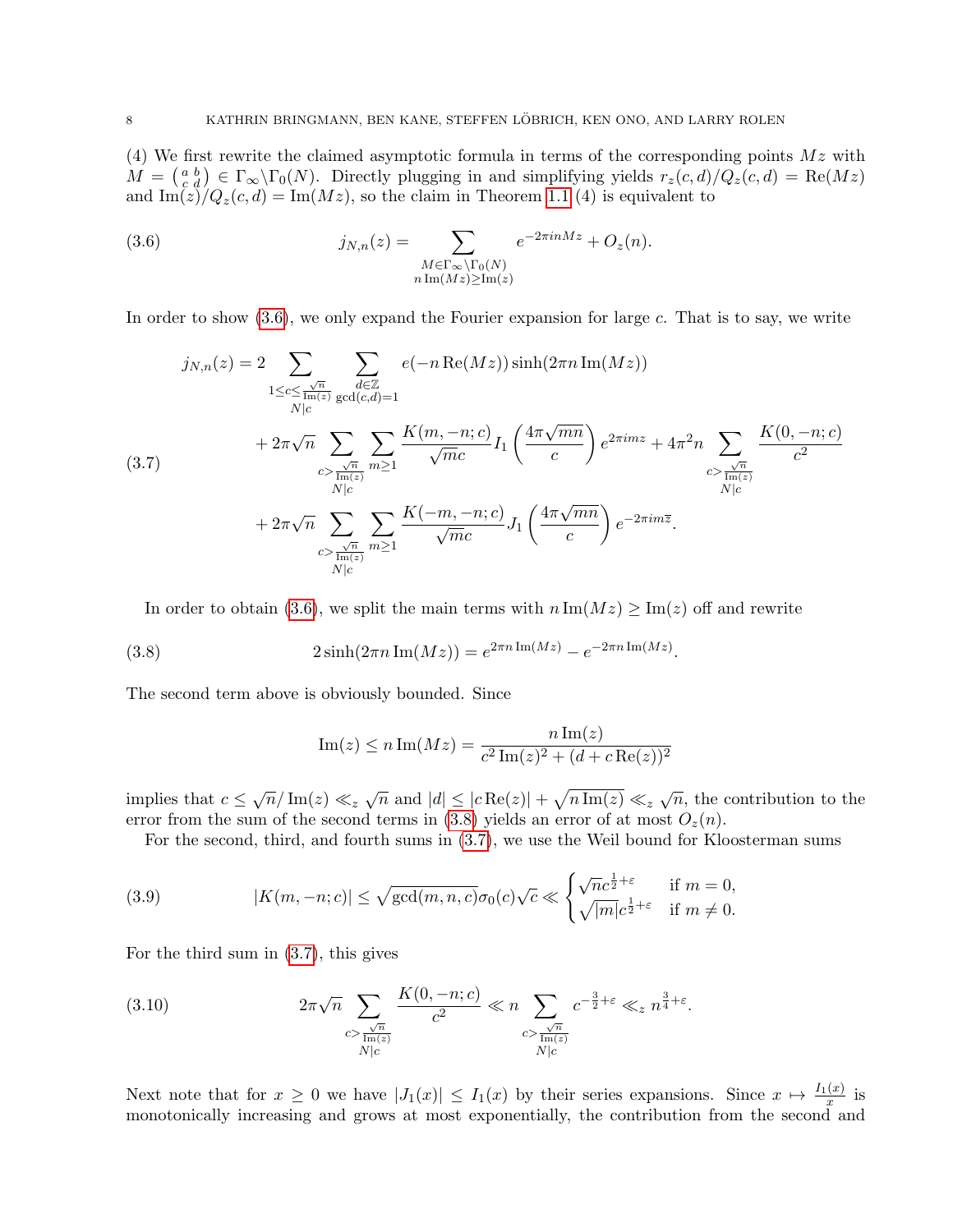(4) We first rewrite the claimed asymptotic formula in terms of the corresponding points $Mz$ with $M = \left(\begin{smallmatrix} a & b \\ c & d \end{smallmatrix}\right) \in \Gamma_\infty \backslash \Gamma_0(N)$. Directly plugging in and simplifying yields $r_z(c,d)/Q_z(c,d) = \mathrm{Re}(Mz)$ and $\mathrm{Im}(z)/Q_z(c,d) = \mathrm{Im}(Mz)$, so the claim in Theorem 1.1 (4) is equivalent to

$$j_{N,n}(z) = \sum_{\substack{M \in \Gamma_\infty \backslash \Gamma_0(N) \\ n\,\mathrm{Im}(Mz) \geq \mathrm{Im}(z)}} e^{-2\pi i n Mz} + O_z(n). \tag{3.6}$$

In order to show (3.6), we only expand the Fourier expansion for large $c$. That is to say, we write

$$\begin{aligned} j_{N,n}(z) = 2 &\sum_{\substack{1 \leq c \leq \frac{\sqrt{n}}{\mathrm{Im}(z)} \\ N|c}} \sum_{\substack{d \in \mathbb{Z} \\ \gcd(c,d)=1}} e(-n\,\mathrm{Re}(Mz)) \sinh(2\pi n\,\mathrm{Im}(Mz)) \\ &+ 2\pi\sqrt{n} \sum_{\substack{c > \frac{\sqrt{n}}{\mathrm{Im}(z)} \\ N|c}} \sum_{m \geq 1} \frac{K(m,-n;c)}{\sqrt{m}c} I_1\left(\frac{4\pi\sqrt{mn}}{c}\right) e^{2\pi i m z} + 4\pi^2 n \sum_{\substack{c > \frac{\sqrt{n}}{\mathrm{Im}(z)} \\ N|c}} \frac{K(0,-n;c)}{c^2} \\ &+ 2\pi\sqrt{n} \sum_{\substack{c > \frac{\sqrt{n}}{\mathrm{Im}(z)} \\ N|c}} \sum_{m \geq 1} \frac{K(-m,-n;c)}{\sqrt{m}c} J_1\left(\frac{4\pi\sqrt{mn}}{c}\right) e^{-2\pi i m \overline{z}}. \end{aligned} \tag{3.7}$$

In order to obtain (3.6), we split the main terms with $n\,\mathrm{Im}(Mz) \geq \mathrm{Im}(z)$ off and rewrite

$$2\sinh(2\pi n\,\mathrm{Im}(Mz)) = e^{2\pi n\,\mathrm{Im}(Mz)} - e^{-2\pi n\,\mathrm{Im}(Mz)}. \tag{3.8}$$

The second term above is obviously bounded. Since

$$\mathrm{Im}(z) \leq n\,\mathrm{Im}(Mz) = \frac{n\,\mathrm{Im}(z)}{c^2\,\mathrm{Im}(z)^2 + (d + c\,\mathrm{Re}(z))^2}$$

implies that $c \leq \sqrt{n}/\mathrm{Im}(z) \ll_z \sqrt{n}$ and $|d| \leq |c\,\mathrm{Re}(z)| + \sqrt{n\,\mathrm{Im}(z)} \ll_z \sqrt{n}$, the contribution to the error from the sum of the second terms in (3.8) yields an error of at most $O_z(n)$.

For the second, third, and fourth sums in (3.7), we use the Weil bound for Kloosterman sums

$$|K(m,-n;c)| \leq \sqrt{\gcd(m,n,c)}\sigma_0(c)\sqrt{c} \ll \begin{cases} \sqrt{n}c^{\frac{1}{2}+\varepsilon} & \text{if } m = 0, \\ \sqrt{|m|}c^{\frac{1}{2}+\varepsilon} & \text{if } m \neq 0. \end{cases} \tag{3.9}$$

For the third sum in (3.7), this gives

$$2\pi\sqrt{n} \sum_{\substack{c > \frac{\sqrt{n}}{\mathrm{Im}(z)} \\ N|c}} \frac{K(0,-n;c)}{c^2} \ll n \sum_{\substack{c > \frac{\sqrt{n}}{\mathrm{Im}(z)} \\ N|c}} c^{-\frac{3}{2}+\varepsilon} \ll_z n^{\frac{3}{4}+\varepsilon}. \tag{3.10}$$

Next note that for $x \geq 0$ we have $|J_1(x)| \leq I_1(x)$ by their series expansions. Since $x \mapsto \frac{I_1(x)}{x}$ is monotonically increasing and grows at most exponentially, the contribution from the second and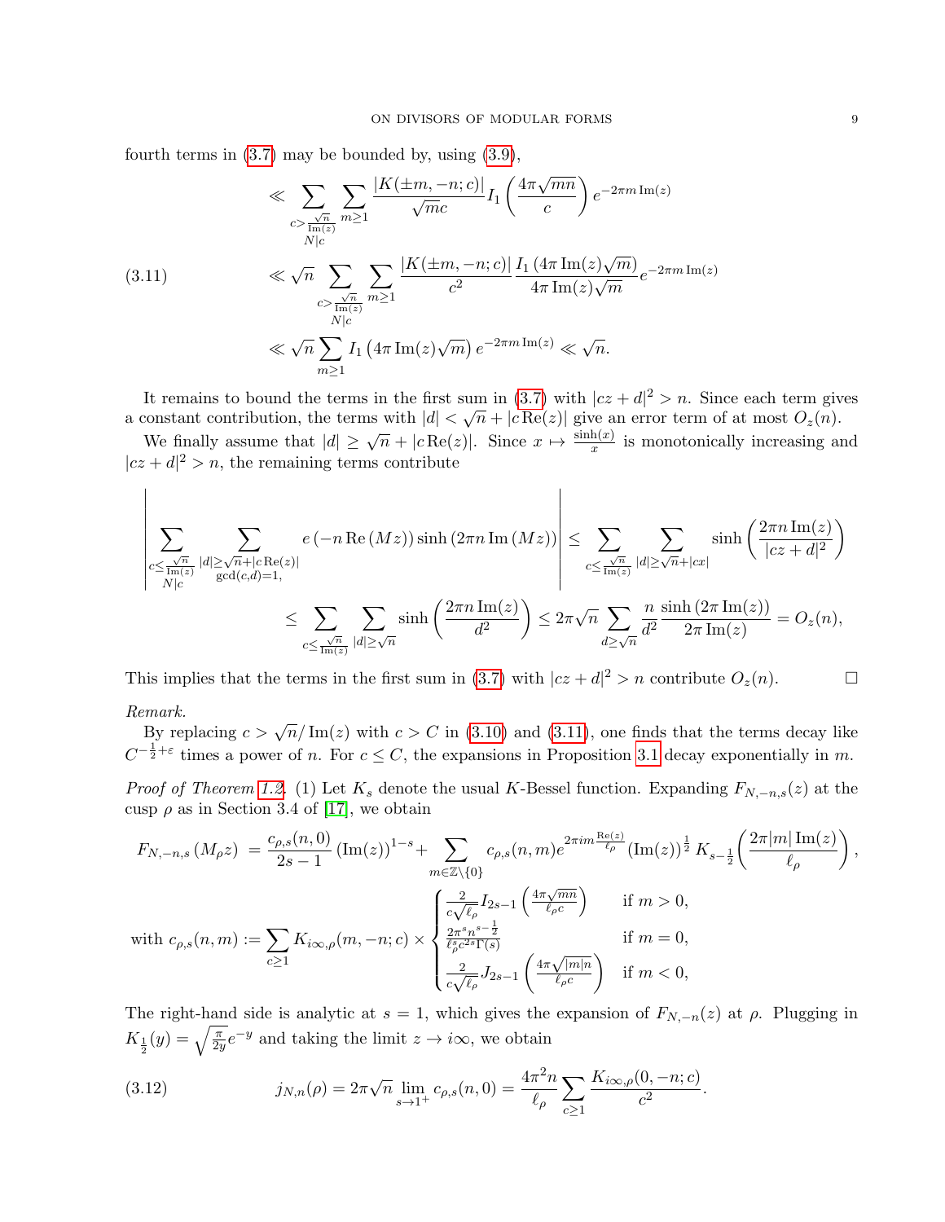fourth terms in (3.7) may be bounded by, using (3.9),

$$
\begin{aligned}
&\ll \sum_{\substack{c>\frac{\sqrt{n}}{\operatorname{Im}(z)}\\ N|c}} \sum_{m\geq 1} \frac{|K(\pm m,-n;c)|}{\sqrt{m}c} I_1\left(\frac{4\pi\sqrt{mn}}{c}\right) e^{-2\pi m \operatorname{Im}(z)} \\
&\ll \sqrt{n} \sum_{\substack{c>\frac{\sqrt{n}}{\operatorname{Im}(z)}\\ N|c}} \sum_{m\geq 1} \frac{|K(\pm m,-n;c)|}{c^2} \frac{I_1\left(4\pi \operatorname{Im}(z)\sqrt{m}\right)}{4\pi \operatorname{Im}(z)\sqrt{m}} e^{-2\pi m \operatorname{Im}(z)} \qquad (3.11)\\
&\ll \sqrt{n} \sum_{m\geq 1} I_1\left(4\pi \operatorname{Im}(z)\sqrt{m}\right) e^{-2\pi m \operatorname{Im}(z)} \ll \sqrt{n}.
\end{aligned}
$$

It remains to bound the terms in the first sum in (3.7) with $|cz+d|^2>n$. Since each term gives a constant contribution, the terms with $|d|<\sqrt{n}+|c\operatorname{Re}(z)|$ give an error term of at most $O_z(n)$.

We finally assume that $|d|\geq \sqrt{n}+|c\operatorname{Re}(z)|$. Since $x\mapsto \frac{\sinh(x)}{x}$ is monotonically increasing and $|cz+d|^2>n$, the remaining terms contribute

$$
\left|\sum_{\substack{c\leq\frac{\sqrt{n}}{\operatorname{Im}(z)}\\ N|c}} \sum_{\substack{|d|\geq\sqrt{n}+|c\operatorname{Re}(z)|\\ \gcd(c,d)=1,}} e\left(-n\operatorname{Re}\left(Mz\right)\right)\sinh\left(2\pi n\operatorname{Im}\left(Mz\right)\right)\right| \leq \sum_{c\leq\frac{\sqrt{n}}{\operatorname{Im}(z)}} \sum_{|d|\geq\sqrt{n}+|cx|} \sinh\left(\frac{2\pi n\operatorname{Im}(z)}{|cz+d|^2}\right)
$$

$$
\leq \sum_{c\leq\frac{\sqrt{n}}{\operatorname{Im}(z)}} \sum_{|d|\geq\sqrt{n}} \sinh\left(\frac{2\pi n\operatorname{Im}(z)}{d^2}\right) \leq 2\pi\sqrt{n}\sum_{d\geq\sqrt{n}} \frac{n}{d^2}\frac{\sinh\left(2\pi\operatorname{Im}(z)\right)}{2\pi\operatorname{Im}(z)} = O_z(n),
$$

This implies that the terms in the first sum in (3.7) with $|cz+d|^2>n$ contribute $O_z(n)$. $\square$

*Remark.*
By replacing $c>\sqrt{n}/\operatorname{Im}(z)$ with $c>C$ in (3.10) and (3.11), one finds that the terms decay like $C^{-\frac{1}{2}+\varepsilon}$ times a power of $n$. For $c\leq C$, the expansions in Proposition 3.1 decay exponentially in $m$.

*Proof of Theorem 1.2.* (1) Let $K_s$ denote the usual $K$-Bessel function. Expanding $F_{N,-n,s}(z)$ at the cusp $\rho$ as in Section 3.4 of [17], we obtain

$$
F_{N,-n,s}\left(M_\rho z\right) = \frac{c_{\rho,s}(n,0)}{2s-1}\left(\operatorname{Im}(z)\right)^{1-s} + \sum_{m\in\mathbb{Z}\setminus\{0\}} c_{\rho,s}(n,m) e^{2\pi i m\frac{\operatorname{Re}(z)}{\ell_\rho}} \left(\operatorname{Im}(z)\right)^{\frac{1}{2}} K_{s-\frac{1}{2}}\left(\frac{2\pi|m|\operatorname{Im}(z)}{\ell_\rho}\right),
$$

$$
\text{with } c_{\rho,s}(n,m) := \sum_{c\geq 1} K_{i\infty,\rho}(m,-n;c)\times\begin{cases} \frac{2}{c\sqrt{\ell_\rho}} I_{2s-1}\left(\frac{4\pi\sqrt{mn}}{\ell_\rho c}\right) & \text{if } m>0,\\ \frac{2\pi^s n^{s-\frac{1}{2}}}{\ell_\rho^s c^{2s}\Gamma(s)} & \text{if } m=0,\\ \frac{2}{c\sqrt{\ell_\rho}} J_{2s-1}\left(\frac{4\pi\sqrt{|m|n}}{\ell_\rho c}\right) & \text{if } m<0,\end{cases}
$$

The right-hand side is analytic at $s=1$, which gives the expansion of $F_{N,-n}(z)$ at $\rho$. Plugging in $K_{\frac{1}{2}}(y)=\sqrt{\frac{\pi}{2y}}e^{-y}$ and taking the limit $z\to i\infty$, we obtain

$$
j_{N,n}(\rho) = 2\pi\sqrt{n}\lim_{s\to 1^+} c_{\rho,s}(n,0) = \frac{4\pi^2 n}{\ell_\rho}\sum_{c\geq 1}\frac{K_{i\infty,\rho}(0,-n;c)}{c^2}. \qquad (3.12)
$$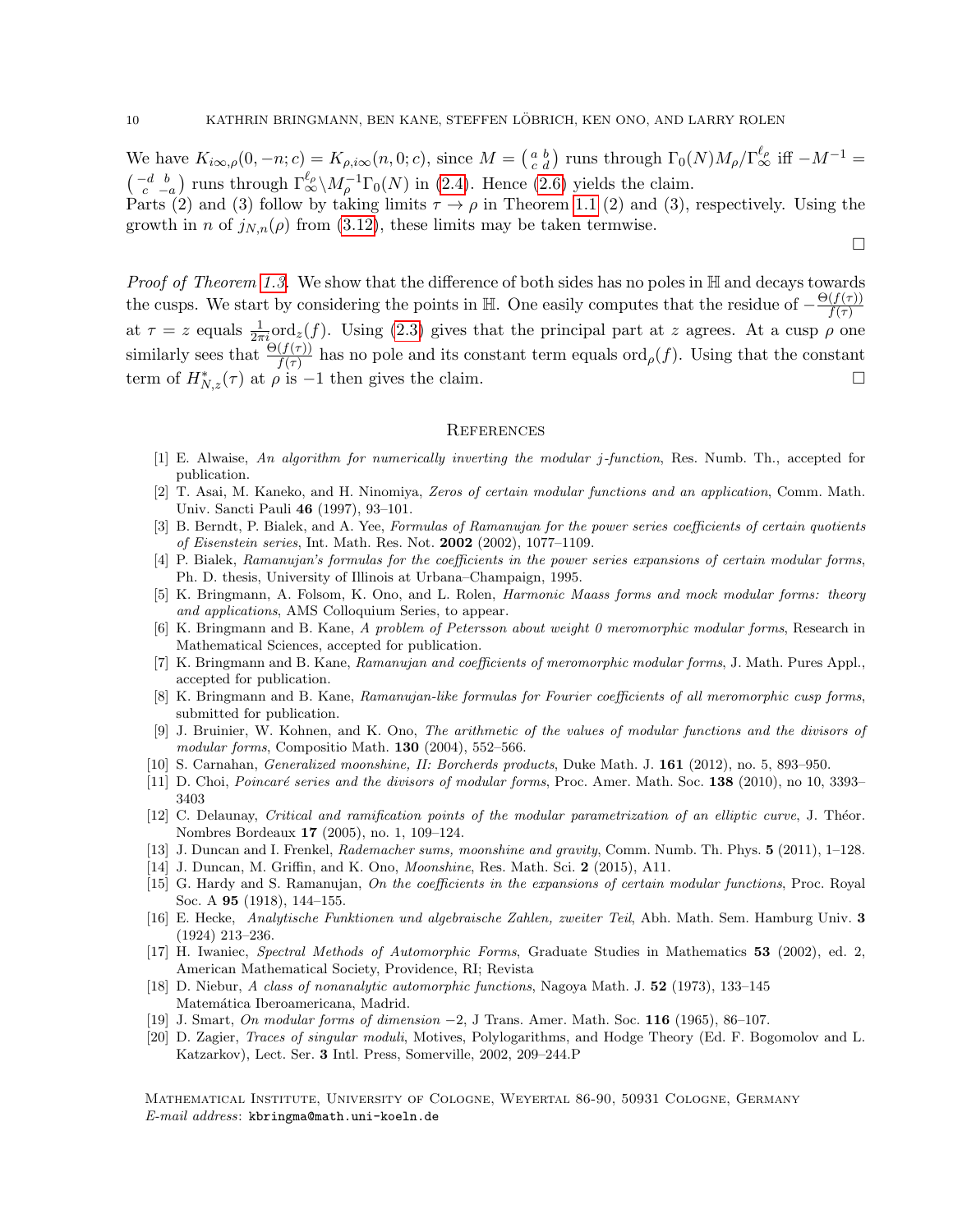We have $K_{i\infty,\rho}(0,-n;c) = K_{\rho,i\infty}(n,0;c)$, since $M = \left(\begin{smallmatrix} a & b \\ c & d \end{smallmatrix}\right)$ runs through $\Gamma_0(N)M_\rho/\Gamma_\infty^{\ell_\rho}$ iff $-M^{-1} = \left(\begin{smallmatrix} -d & b \\ c & -a \end{smallmatrix}\right)$ runs through $\Gamma_\infty^{\ell_\rho}\backslash M_\rho^{-1}\Gamma_0(N)$ in (2.4). Hence (2.6) yields the claim.
Parts (2) and (3) follow by taking limits $\tau \to \rho$ in Theorem 1.1 (2) and (3), respectively. Using the growth in $n$ of $j_{N,n}(\rho)$ from (3.12), these limits may be taken termwise. □

*Proof of Theorem 1.3.* We show that the difference of both sides has no poles in $\mathbb{H}$ and decays towards the cusps. We start by considering the points in $\mathbb{H}$. One easily computes that the residue of $-\frac{\Theta(f(\tau))}{f(\tau)}$ at $\tau = z$ equals $\frac{1}{2\pi i}\mathrm{ord}_z(f)$. Using (2.3) gives that the principal part at $z$ agrees. At a cusp $\rho$ one similarly sees that $\frac{\Theta(f(\tau))}{f(\tau)}$ has no pole and its constant term equals $\mathrm{ord}_\rho(f)$. Using that the constant term of $H^*_{N,z}(\tau)$ at $\rho$ is $-1$ then gives the claim. □

## References

[1] E. Alwaise, *An algorithm for numerically inverting the modular j-function*, Res. Numb. Th., accepted for publication.

[2] T. Asai, M. Kaneko, and H. Ninomiya, *Zeros of certain modular functions and an application*, Comm. Math. Univ. Sancti Pauli **46** (1997), 93–101.

[3] B. Berndt, P. Bialek, and A. Yee, *Formulas of Ramanujan for the power series coefficients of certain quotients of Eisenstein series*, Int. Math. Res. Not. **2002** (2002), 1077–1109.

[4] P. Bialek, *Ramanujan's formulas for the coefficients in the power series expansions of certain modular forms*, Ph. D. thesis, University of Illinois at Urbana–Champaign, 1995.

[5] K. Bringmann, A. Folsom, K. Ono, and L. Rolen, *Harmonic Maass forms and mock modular forms: theory and applications*, AMS Colloquium Series, to appear.

[6] K. Bringmann and B. Kane, *A problem of Petersson about weight 0 meromorphic modular forms*, Research in Mathematical Sciences, accepted for publication.

[7] K. Bringmann and B. Kane, *Ramanujan and coefficients of meromorphic modular forms*, J. Math. Pures Appl., accepted for publication.

[8] K. Bringmann and B. Kane, *Ramanujan-like formulas for Fourier coefficients of all meromorphic cusp forms*, submitted for publication.

[9] J. Bruinier, W. Kohnen, and K. Ono, *The arithmetic of the values of modular functions and the divisors of modular forms*, Compositio Math. **130** (2004), 552–566.

[10] S. Carnahan, *Generalized moonshine, II: Borcherds products*, Duke Math. J. **161** (2012), no. 5, 893–950.

[11] D. Choi, *Poincaré series and the divisors of modular forms*, Proc. Amer. Math. Soc. **138** (2010), no 10, 3393–3403

[12] C. Delaunay, *Critical and ramification points of the modular parametrization of an elliptic curve*, J. Théor. Nombres Bordeaux **17** (2005), no. 1, 109–124.

[13] J. Duncan and I. Frenkel, *Rademacher sums, moonshine and gravity*, Comm. Numb. Th. Phys. **5** (2011), 1–128.

[14] J. Duncan, M. Griffin, and K. Ono, *Moonshine*, Res. Math. Sci. **2** (2015), A11.

[15] G. Hardy and S. Ramanujan, *On the coefficients in the expansions of certain modular functions*, Proc. Royal Soc. A **95** (1918), 144–155.

[16] E. Hecke, *Analytische Funktionen und algebraische Zahlen, zweiter Teil*, Abh. Math. Sem. Hamburg Univ. **3** (1924) 213–236.

[17] H. Iwaniec, *Spectral Methods of Automorphic Forms*, Graduate Studies in Mathematics **53** (2002), ed. 2, American Mathematical Society, Providence, RI; Revista

[18] D. Niebur, *A class of nonanalytic automorphic functions*, Nagoya Math. J. **52** (1973), 133–145 Matemática Iberoamericana, Madrid.

[19] J. Smart, *On modular forms of dimension −2*, J Trans. Amer. Math. Soc. **116** (1965), 86–107.

[20] D. Zagier, *Traces of singular moduli*, Motives, Polylogarithms, and Hodge Theory (Ed. F. Bogomolov and L. Katzarkov), Lect. Ser. **3** Intl. Press, Somerville, 2002, 209–244.P

Mathematical Institute, University of Cologne, Weyertal 86-90, 50931 Cologne, Germany
*E-mail address*: kbringma@math.uni-koeln.de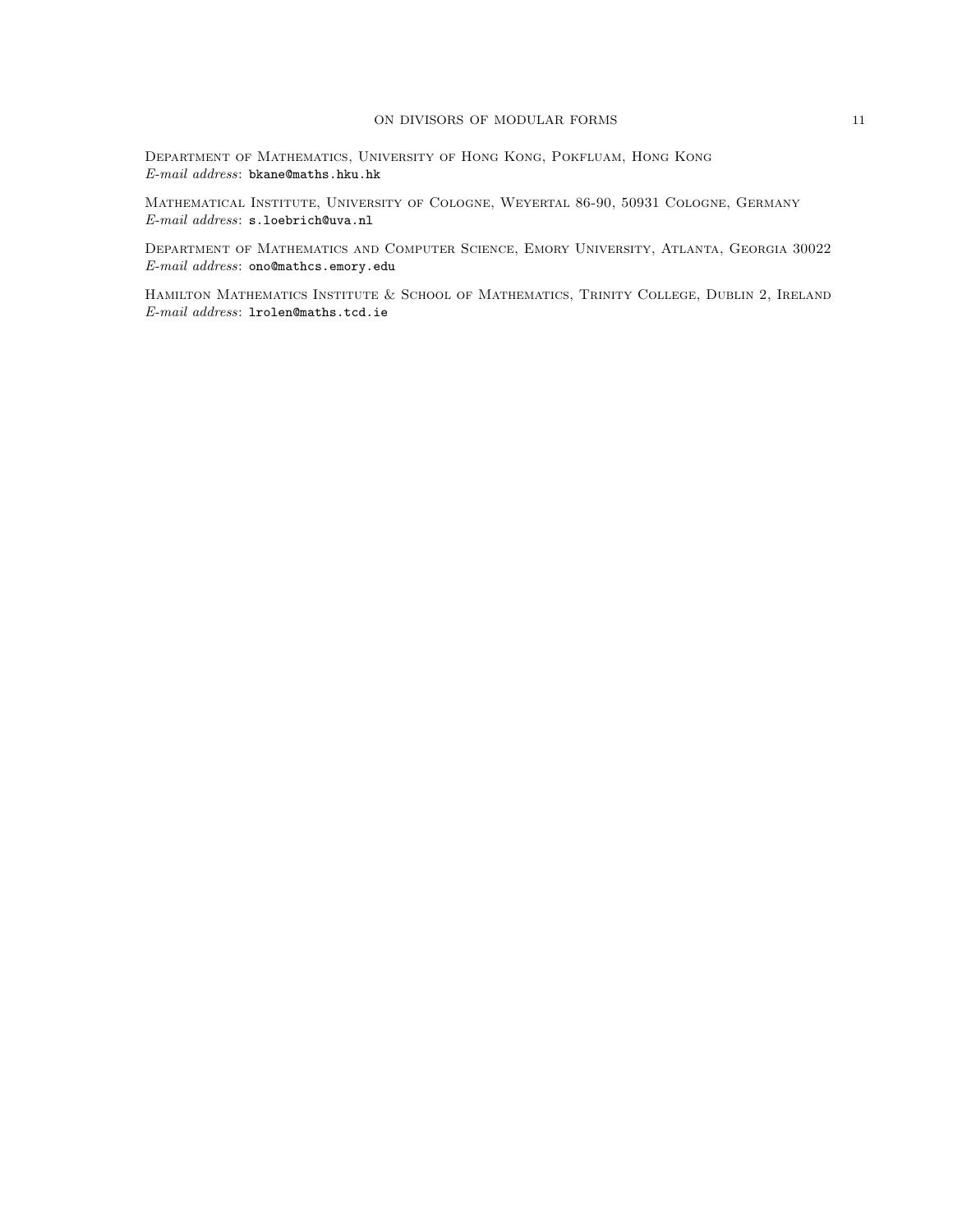Department of Mathematics, University of Hong Kong, Pokfluam, Hong Kong
*E-mail address*: bkane@maths.hku.hk

Mathematical Institute, University of Cologne, Weyertal 86-90, 50931 Cologne, Germany
*E-mail address*: s.loebrich@uva.nl

Department of Mathematics and Computer Science, Emory University, Atlanta, Georgia 30022
*E-mail address*: ono@mathcs.emory.edu

Hamilton Mathematics Institute & School of Mathematics, Trinity College, Dublin 2, Ireland
*E-mail address*: lrolen@maths.tcd.ie